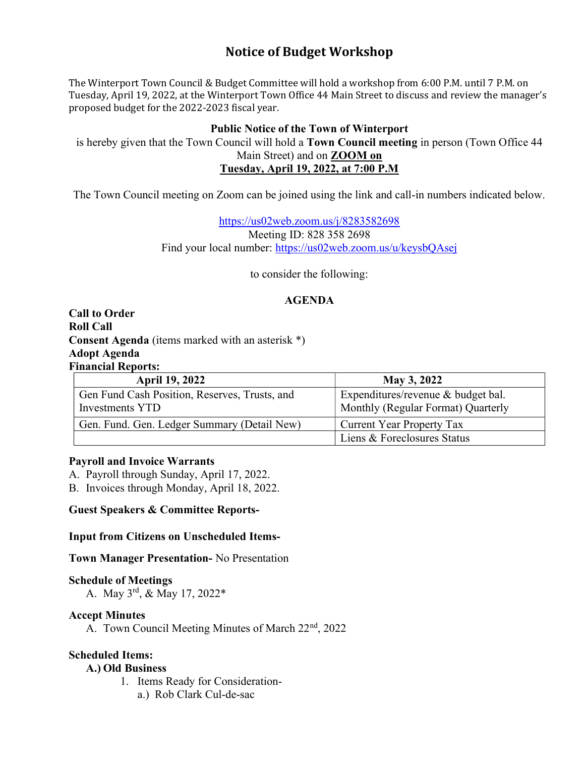# Notice of Budget Workshop

The Winterport Town Council & Budget Committee will hold a workshop from 6:00 P.M. until 7 P.M. on Tuesday, April 19, 2022, at the Winterport Town Office 44 Main Street to discuss and review the manager's proposed budget for the 2022-2023 fiscal year.

**Public Notice of the Town of Winterport**

is hereby given that the Town Council will hold a **Town Council meeting** in person (Town Office 44 Main Street) and on **ZOOM on**
**Tuesday, April 19, 2022, at 7:00 P.M**

The Town Council meeting on Zoom can be joined using the link and call-in numbers indicated below.

https://us02web.zoom.us/j/8283582698
Meeting ID: 828 358 2698
Find your local number: https://us02web.zoom.us/u/keysbQAsej

to consider the following:

## AGENDA

**Call to Order**
**Roll Call**
**Consent Agenda** (items marked with an asterisk *)
**Adopt Agenda**
**Financial Reports:**

| April 19, 2022 | May 3, 2022 |
|---|---|
| Gen Fund Cash Position, Reserves, Trusts, and Investments YTD | Expenditures/revenue & budget bal. Monthly (Regular Format) Quarterly |
| Gen. Fund. Gen. Ledger Summary (Detail New) | Current Year Property Tax |
| | Liens & Foreclosures Status |

**Payroll and Invoice Warrants**

A. Payroll through Sunday, April 17, 2022.
B. Invoices through Monday, April 18, 2022.

**Guest Speakers & Committee Reports-**

**Input from Citizens on Unscheduled Items-**

**Town Manager Presentation-** No Presentation

**Schedule of Meetings**

A. May 3rd, & May 17, 2022*

**Accept Minutes**

A. Town Council Meeting Minutes of March 22nd, 2022

**Scheduled Items:**

**A.) Old Business**

1. Items Ready for Consideration-
   a.) Rob Clark Cul-de-sac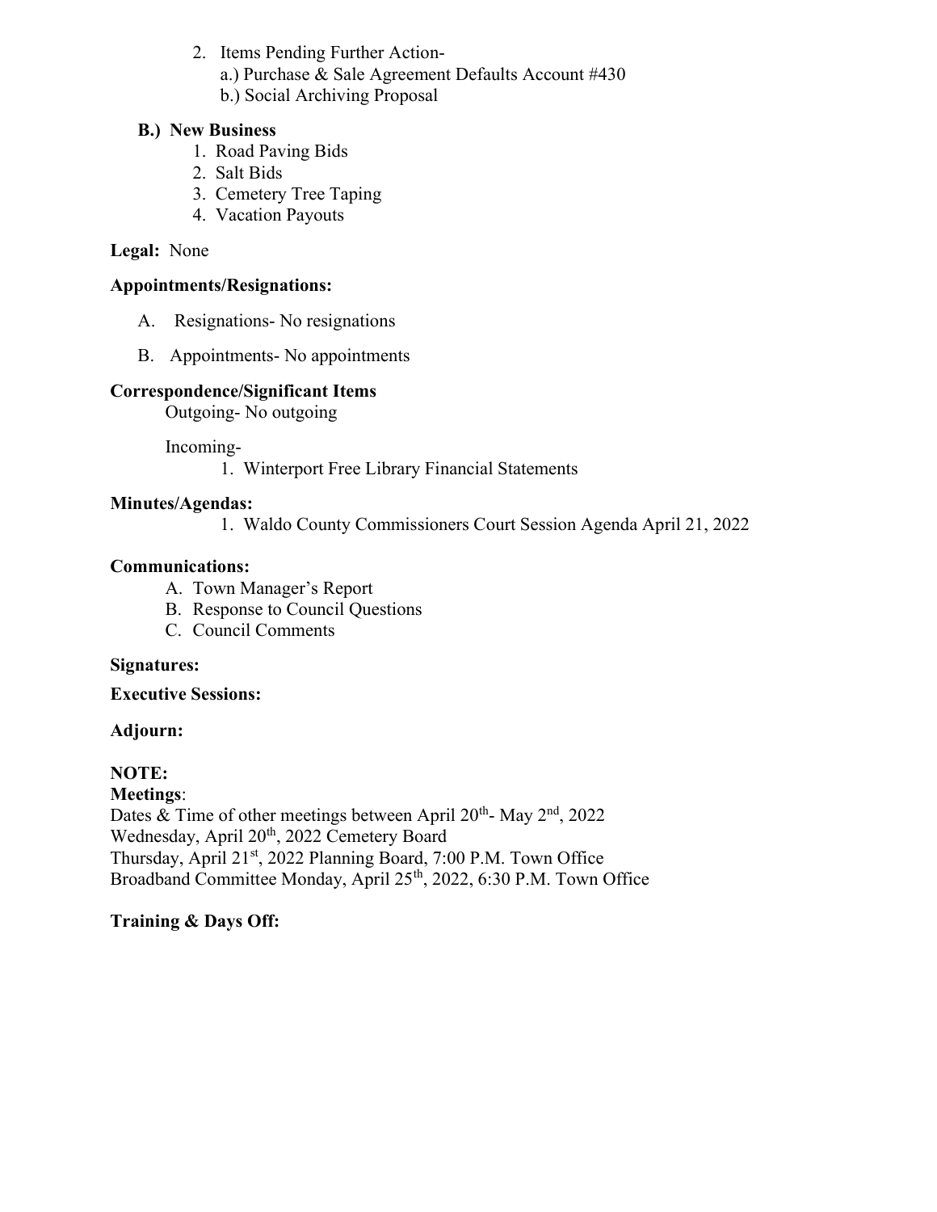2. Items Pending Further Action-
   a.) Purchase & Sale Agreement Defaults Account #430
   b.) Social Archiving Proposal

**B.) New Business**

1. Road Paving Bids
2. Salt Bids
3. Cemetery Tree Taping
4. Vacation Payouts

**Legal:** None

**Appointments/Resignations:**

A. Resignations- No resignations

B. Appointments- No appointments

**Correspondence/Significant Items**

Outgoing- No outgoing

Incoming-

1. Winterport Free Library Financial Statements

**Minutes/Agendas:**

1. Waldo County Commissioners Court Session Agenda April 21, 2022

**Communications:**

A. Town Manager's Report
B. Response to Council Questions
C. Council Comments

**Signatures:**

**Executive Sessions:**

**Adjourn:**

**NOTE:**

**Meetings**:
Dates & Time of other meetings between April 20th- May 2nd, 2022
Wednesday, April 20th, 2022 Cemetery Board
Thursday, April 21st, 2022 Planning Board, 7:00 P.M. Town Office
Broadband Committee Monday, April 25th, 2022, 6:30 P.M. Town Office

**Training & Days Off:**